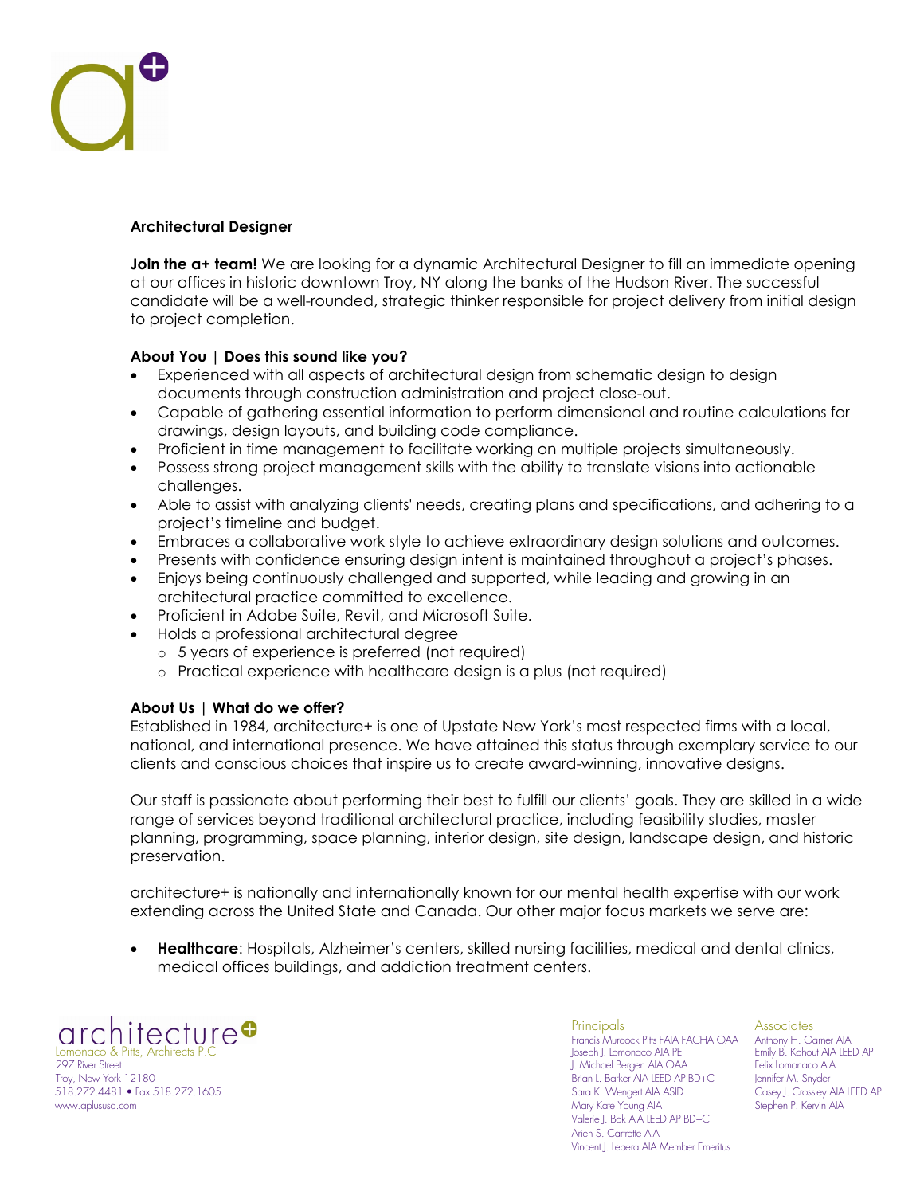**Architectural Designer**

**Join the a+ team!** We are looking for a dynamic Architectural Designer to fill an immediate opening at our offices in historic downtown Troy, NY along the banks of the Hudson River. The successful candidate will be a well-rounded, strategic thinker responsible for project delivery from initial design to project completion.

**About You | Does this sound like you?**

- Experienced with all aspects of architectural design from schematic design to design documents through construction administration and project close-out.
- Capable of gathering essential information to perform dimensional and routine calculations for drawings, design layouts, and building code compliance.
- Proficient in time management to facilitate working on multiple projects simultaneously.
- Possess strong project management skills with the ability to translate visions into actionable challenges.
- Able to assist with analyzing clients' needs, creating plans and specifications, and adhering to a project's timeline and budget.
- Embraces a collaborative work style to achieve extraordinary design solutions and outcomes.
- Presents with confidence ensuring design intent is maintained throughout a project's phases.
- Enjoys being continuously challenged and supported, while leading and growing in an architectural practice committed to excellence.
- Proficient in Adobe Suite, Revit, and Microsoft Suite.
- Holds a professional architectural degree
  - 5 years of experience is preferred (not required)
  - Practical experience with healthcare design is a plus (not required)

**About Us | What do we offer?**

Established in 1984, architecture+ is one of Upstate New York's most respected firms with a local, national, and international presence. We have attained this status through exemplary service to our clients and conscious choices that inspire us to create award-winning, innovative designs.

Our staff is passionate about performing their best to fulfill our clients' goals. They are skilled in a wide range of services beyond traditional architectural practice, including feasibility studies, master planning, programming, space planning, interior design, site design, landscape design, and historic preservation.

architecture+ is nationally and internationally known for our mental health expertise with our work extending across the United State and Canada. Our other major focus markets we serve are:

- **Healthcare**: Hospitals, Alzheimer's centers, skilled nursing facilities, medical and dental clinics, medical offices buildings, and addiction treatment centers.

architecture+
Lomonaco & Pitts, Architects P.C
297 River Street
Troy, New York 12180
518.272.4481 • Fax 518.272.1605
www.aplususa.com

Principals
Francis Murdock Pitts FAIA FACHA OAA
Joseph J. Lomonaco AIA PE
J. Michael Bergen AIA OAA
Brian L. Barker AIA LEED AP BD+C
Sara K. Wengert AIA ASID
Mary Kate Young AIA
Valerie J. Bok AIA LEED AP BD+C
Arien S. Cartrette AIA
Vincent J. Lepera AIA Member Emeritus

Associates
Anthony H. Garner AIA
Emily B. Kohout AIA LEED AP
Felix Lomonaco AIA
Jennifer M. Snyder
Casey J. Crossley AIA LEED AP
Stephen P. Kervin AIA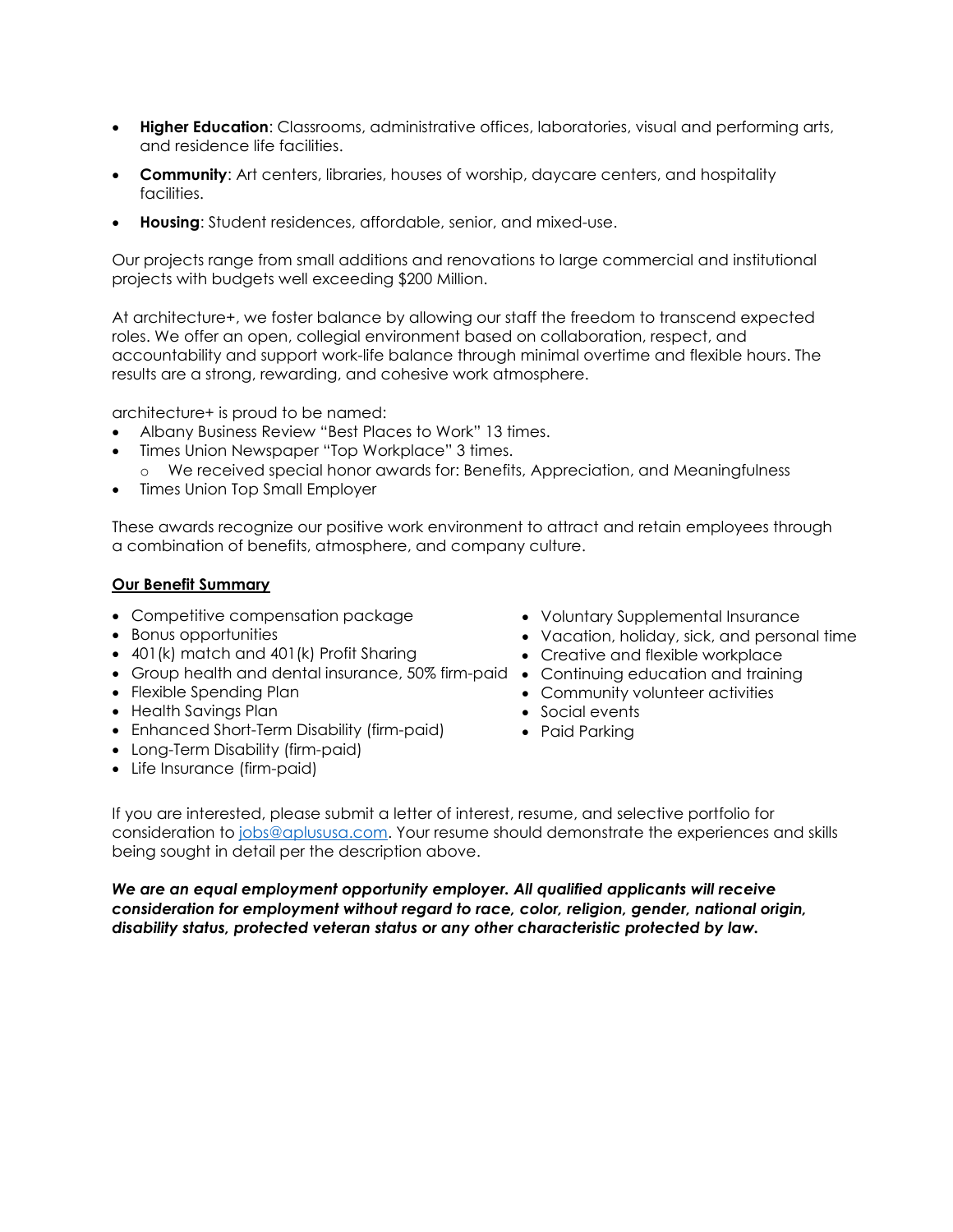- **Higher Education**: Classrooms, administrative offices, laboratories, visual and performing arts, and residence life facilities.
- **Community**: Art centers, libraries, houses of worship, daycare centers, and hospitality facilities.
- **Housing**: Student residences, affordable, senior, and mixed-use.

Our projects range from small additions and renovations to large commercial and institutional projects with budgets well exceeding $200 Million.

At architecture+, we foster balance by allowing our staff the freedom to transcend expected roles. We offer an open, collegial environment based on collaboration, respect, and accountability and support work-life balance through minimal overtime and flexible hours. The results are a strong, rewarding, and cohesive work atmosphere.

architecture+ is proud to be named:

- Albany Business Review "Best Places to Work" 13 times.
- Times Union Newspaper "Top Workplace" 3 times.
  - We received special honor awards for: Benefits, Appreciation, and Meaningfulness
- Times Union Top Small Employer

These awards recognize our positive work environment to attract and retain employees through a combination of benefits, atmosphere, and company culture.

**Our Benefit Summary**

- Competitive compensation package
- Bonus opportunities
- 401(k) match and 401(k) Profit Sharing
- Group health and dental insurance, 50% firm-paid
- Flexible Spending Plan
- Health Savings Plan
- Enhanced Short-Term Disability (firm-paid)
- Long-Term Disability (firm-paid)
- Life Insurance (firm-paid)
- Voluntary Supplemental Insurance
- Vacation, holiday, sick, and personal time
- Creative and flexible workplace
- Continuing education and training
- Community volunteer activities
- Social events
- Paid Parking

If you are interested, please submit a letter of interest, resume, and selective portfolio for consideration to jobs@aplususa.com. Your resume should demonstrate the experiences and skills being sought in detail per the description above.

***We are an equal employment opportunity employer. All qualified applicants will receive consideration for employment without regard to race, color, religion, gender, national origin, disability status, protected veteran status or any other characteristic protected by law.***